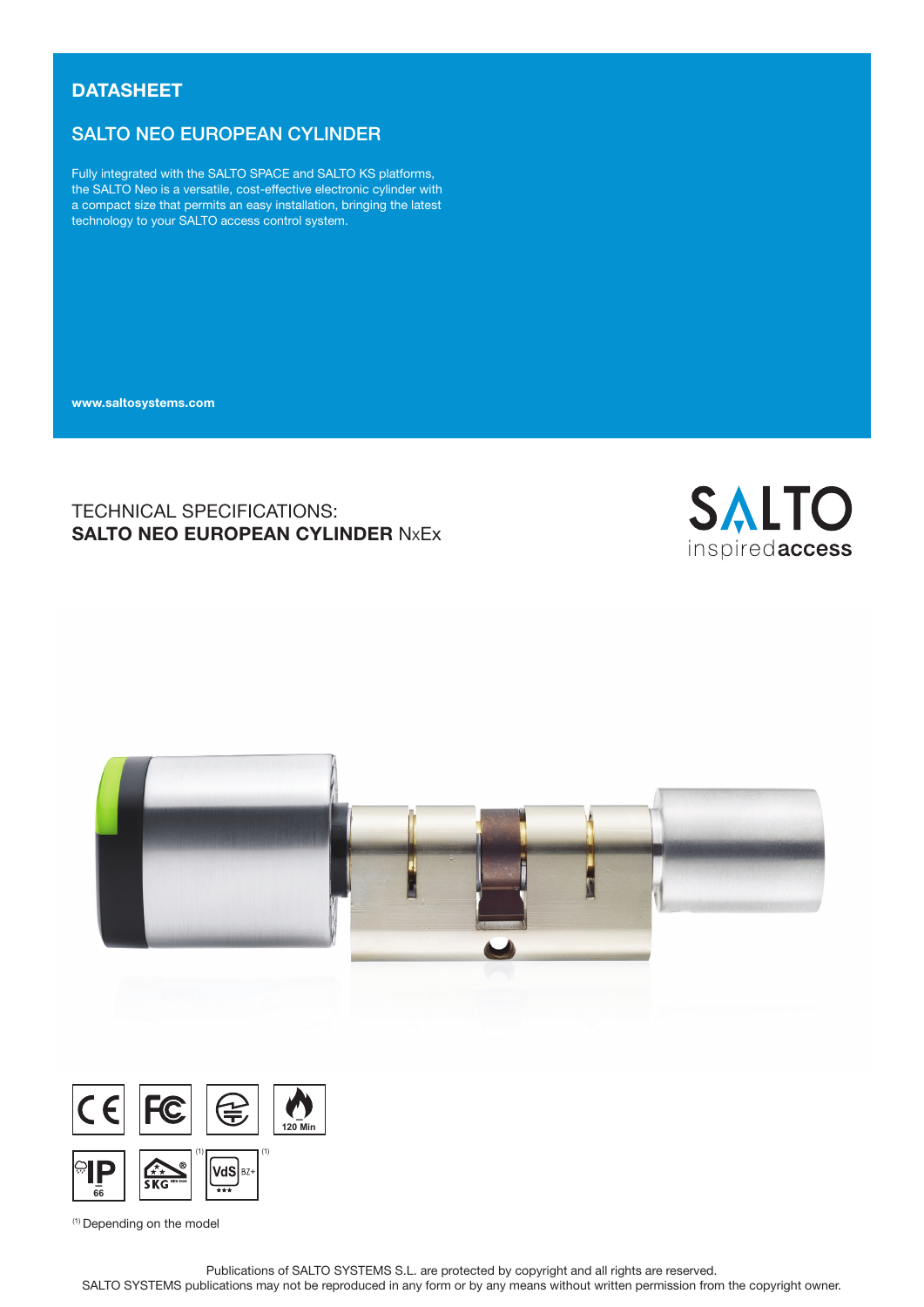# DATASHEET

## SALTO NEO EUROPEAN CYLINDER

Fully integrated with the SALTO SPACE and SALTO KS platforms, the SALTO Neo is a versatile, cost-effective electronic cylinder with a compact size that permits an easy installation, bringing the latest technology to your SALTO access control system.

**www.saltosystems.com**

## TECHNICAL SPECIFICATIONS:
## **SALTO NEO EUROPEAN CYLINDER** NxEx

SALTO inspiredaccess

120 Min

IP 66

SKG [1]

VdS BZ+ [1]

[1] Depending on the model

Publications of SALTO SYSTEMS S.L. are protected by copyright and all rights are reserved.
SALTO SYSTEMS publications may not be reproduced in any form or by any means without written permission from the copyright owner.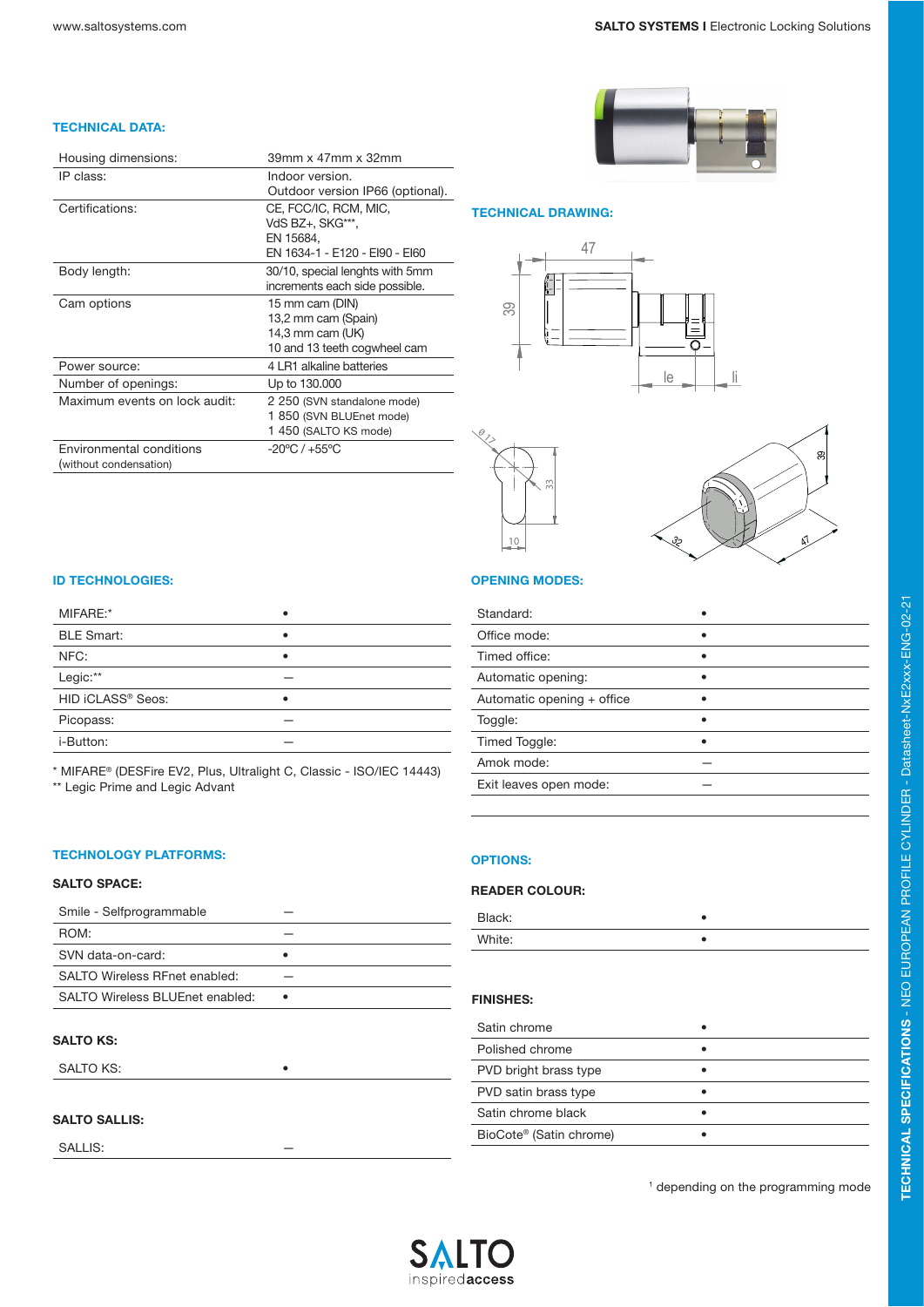### TECHNICAL DATA:

| | |
|---|---|
| Housing dimensions: | 39mm x 47mm x 32mm |
| IP class: | Indoor version. Outdoor version IP66 (optional). |
| Certifications: | CE, FCC/IC, RCM, MIC, VdS BZ+, SKG***, EN 15684, EN 1634-1 - E120 - EI90 - EI60 |
| Body length: | 30/10, special lenghts with 5mm increments each side possible. |
| Cam options | 15 mm cam (DIN) 13,2 mm cam (Spain) 14,3 mm cam (UK) 10 and 13 teeth cogwheel cam |
| Power source: | 4 LR1 alkaline batteries |
| Number of openings: | Up to 130.000 |
| Maximum events on lock audit: | 2 250 (SVN standalone mode) 1 850 (SVN BLUEnet mode) 1 450 (SALTO KS mode) |
| Environmental conditions (without condensation) | -20ºC / +55ºC |

### TECHNICAL DRAWING:

### ID TECHNOLOGIES:

| | |
|---|---|
| MIFARE:* | • |
| BLE Smart: | • |
| NFC: | • |
| Legic:** | – |
| HID iCLASS® Seos: | • |
| Picopass: | – |
| i-Button: | – |

* MIFARE® (DESFire EV2, Plus, Ultralight C, Classic - ISO/IEC 14443)
** Legic Prime and Legic Advant

### OPENING MODES:

| | |
|---|---|
| Standard: | • |
| Office mode: | • |
| Timed office: | • |
| Automatic opening: | • |
| Automatic opening + office | • |
| Toggle: | • |
| Timed Toggle: | • |
| Amok mode: | – |
| Exit leaves open mode: | – |

### TECHNOLOGY PLATFORMS:

**SALTO SPACE:**

| | |
|---|---|
| Smile - Selfprogrammable | – |
| ROM: | – |
| SVN data-on-card: | • |
| SALTO Wireless RFnet enabled: | – |
| SALTO Wireless BLUEnet enabled: | • |

**SALTO KS:**

| | |
|---|---|
| SALTO KS: | • |

**SALTO SALLIS:**

| | |
|---|---|
| SALLIS: | – |

### OPTIONS:

**READER COLOUR:**

| | |
|---|---|
| Black: | • |
| White: | • |

**FINISHES:**

| | |
|---|---|
| Satin chrome | • |
| Polished chrome | • |
| PVD bright brass type | • |
| PVD satin brass type | • |
| Satin chrome black | • |
| BioCote® (Satin chrome) | • |

[1] depending on the programming mode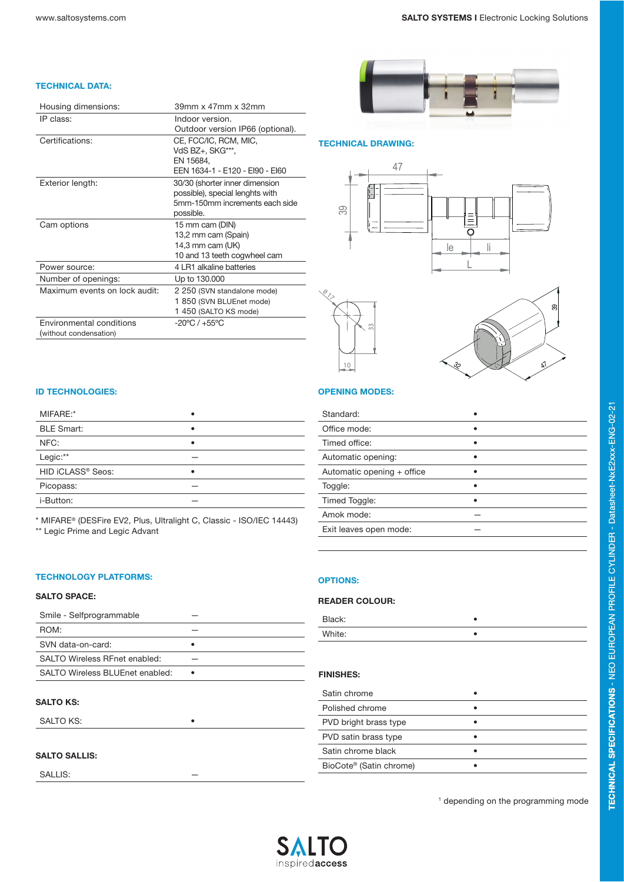## TECHNICAL DATA:

| | |
|---|---|
| Housing dimensions: | 39mm x 47mm x 32mm |
| IP class: | Indoor version. Outdoor version IP66 (optional). |
| Certifications: | CE, FCC/IC, RCM, MIC, VdS BZ+, SKG***, EN 15684, EEN 1634-1 - E120 - EI90 - EI60 |
| Exterior length: | 30/30 (shorter inner dimension possible), special lenghts with 5mm-150mm increments each side possible. |
| Cam options | 15 mm cam (DIN) 13,2 mm cam (Spain) 14,3 mm cam (UK) 10 and 13 teeth cogwheel cam |
| Power source: | 4 LR1 alkaline batteries |
| Number of openings: | Up to 130.000 |
| Maximum events on lock audit: | 2 250 (SVN standalone mode) 1 850 (SVN BLUEnet mode) 1 450 (SALTO KS mode) |
| Environmental conditions (without condensation) | -20ºC / +55ºC |

## TECHNICAL DRAWING:

## ID TECHNOLOGIES:

| | |
|---|---|
| MIFARE:* | • |
| BLE Smart: | • |
| NFC: | • |
| Legic:** | — |
| HID iCLASS® Seos: | • |
| Picopass: | — |
| i-Button: | — |

\* MIFARE® (DESFire EV2, Plus, Ultralight C, Classic - ISO/IEC 14443)
** Legic Prime and Legic Advant

## OPENING MODES:

| | |
|---|---|
| Standard: | • |
| Office mode: | • |
| Timed office: | • |
| Automatic opening: | • |
| Automatic opening + office | • |
| Toggle: | • |
| Timed Toggle: | • |
| Amok mode: | — |
| Exit leaves open mode: | — |

## TECHNOLOGY PLATFORMS:

### SALTO SPACE:

| | |
|---|---|
| Smile - Selfprogrammable | — |
| ROM: | — |
| SVN data-on-card: | • |
| SALTO Wireless RFnet enabled: | — |
| SALTO Wireless BLUEnet enabled: | • |

### SALTO KS:

| | |
|---|---|
| SALTO KS: | • |

### SALTO SALLIS:

| | |
|---|---|
| SALLIS: | — |

## OPTIONS:

### READER COLOUR:

| | |
|---|---|
| Black: | • |
| White: | • |

### FINISHES:

| | |
|---|---|
| Satin chrome | • |
| Polished chrome | • |
| PVD bright brass type | • |
| PVD satin brass type | • |
| Satin chrome black | • |
| BioCote® (Satin chrome) | • |

[1] depending on the programming mode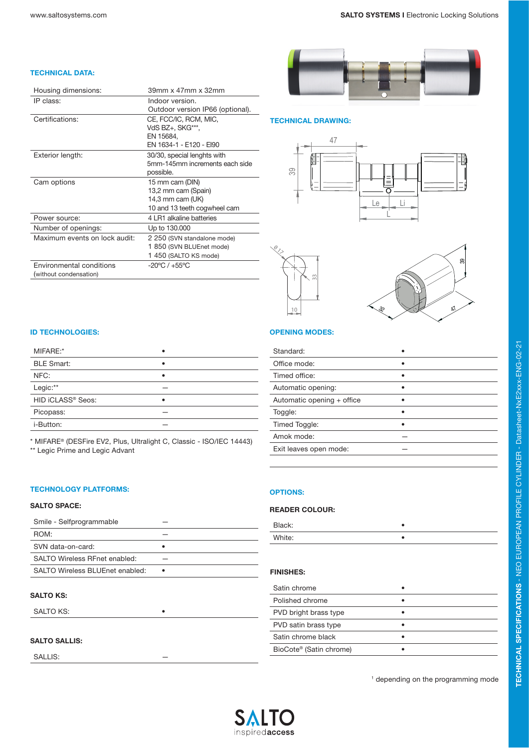## TECHNICAL DATA:

| | |
|---|---|
| Housing dimensions: | 39mm x 47mm x 32mm |
| IP class: | Indoor version. Outdoor version IP66 (optional). |
| Certifications: | CE, FCC/IC, RCM, MIC, VdS BZ+, SKG***, EN 15684, EN 1634-1 - E120 - EI90 |
| Exterior length: | 30/30, special lenghts with 5mm-145mm increments each side possible. |
| Cam options | 15 mm cam (DIN) 13,2 mm cam (Spain) 14,3 mm cam (UK) 10 and 13 teeth cogwheel cam |
| Power source: | 4 LR1 alkaline batteries |
| Number of openings: | Up to 130.000 |
| Maximum events on lock audit: | 2 250 (SVN standalone mode) 1 850 (SVN BLUEnet mode) 1 450 (SALTO KS mode) |
| Environmental conditions (without condensation) | -20ºC / +55ºC |

## TECHNICAL DRAWING:

47
39
Le
Li
L
Ø 17
33
10
39
32
47

## ID TECHNOLOGIES:

| | |
|---|---|
| MIFARE:* | • |
| BLE Smart: | • |
| NFC: | • |
| Legic:** | – |
| HID iCLASS® Seos: | • |
| Picopass: | – |
| i-Button: | – |

* MIFARE® (DESFire EV2, Plus, Ultralight C, Classic - ISO/IEC 14443)
** Legic Prime and Legic Advant

## OPENING MODES:

| | |
|---|---|
| Standard: | • |
| Office mode: | • |
| Timed office: | • |
| Automatic opening: | • |
| Automatic opening + office | • |
| Toggle: | • |
| Timed Toggle: | • |
| Amok mode: | – |
| Exit leaves open mode: | – |

## TECHNOLOGY PLATFORMS:

### SALTO SPACE:

| | |
|---|---|
| Smile - Selfprogrammable | – |
| ROM: | – |
| SVN data-on-card: | • |
| SALTO Wireless RFnet enabled: | – |
| SALTO Wireless BLUEnet enabled: | • |

### SALTO KS:

| | |
|---|---|
| SALTO KS: | • |

### SALTO SALLIS:

| | |
|---|---|
| SALLIS: | – |

## OPTIONS:

### READER COLOUR:

| | |
|---|---|
| Black: | • |
| White: | • |

### FINISHES:

| | |
|---|---|
| Satin chrome | • |
| Polished chrome | • |
| PVD bright brass type | • |
| PVD satin brass type | • |
| Satin chrome black | • |
| BioCote® (Satin chrome) | • |

[1] depending on the programming mode

TECHNICAL SPECIFICATIONS - NEO EUROPEAN PROFILE CYLINDER - Datasheet-NxE2xxx-ENG-02-21